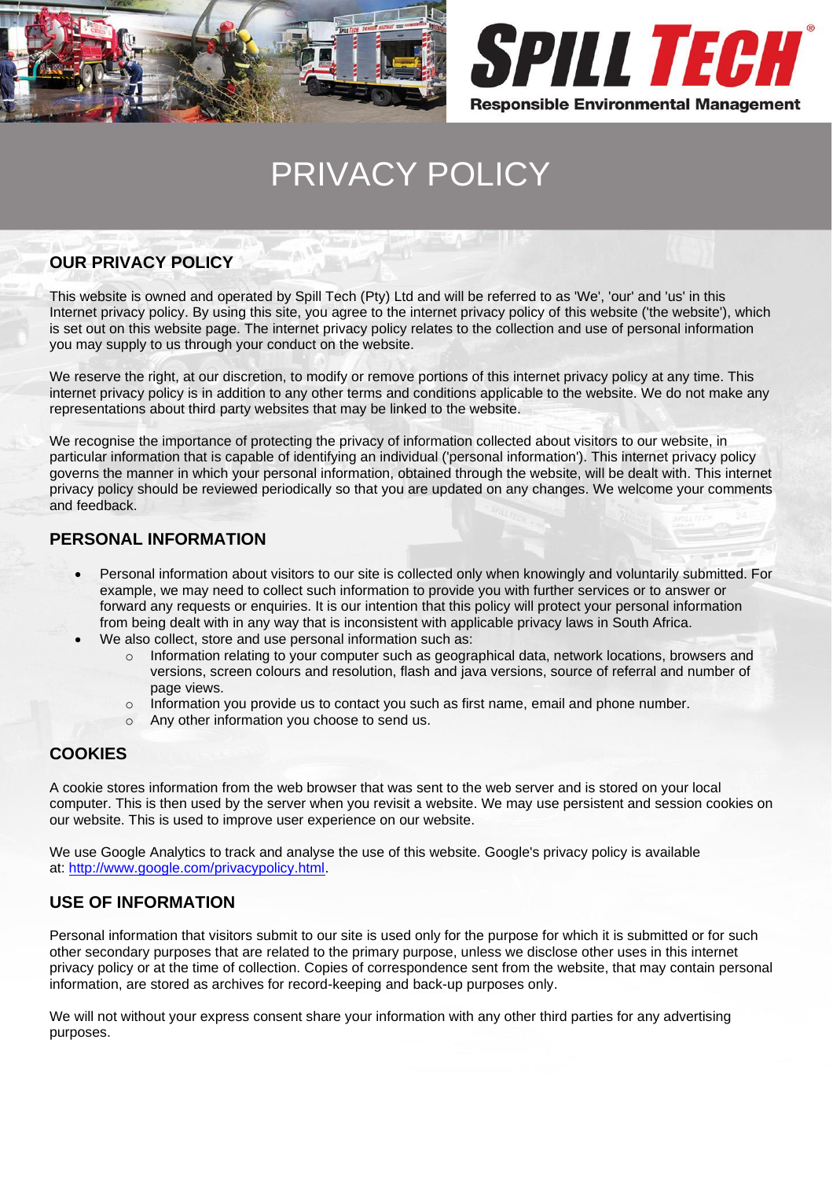# PRIVACY POLICY

## OUR PRIVACY POLICY

This website is owned and operated by Spill Tech (Pty) Ltd and will be referred to as 'We', 'our' and 'us' in this Internet privacy policy. By using this site, you agree to the internet privacy policy of this website ('the website'), which is set out on this website page. The internet privacy policy relates to the collection and use of personal information you may supply to us through your conduct on the website.

We reserve the right, at our discretion, to modify or remove portions of this internet privacy policy at any time. This internet privacy policy is in addition to any other terms and conditions applicable to the website. We do not make any representations about third party websites that may be linked to the website.

We recognise the importance of protecting the privacy of information collected about visitors to our website, in particular information that is capable of identifying an individual ('personal information'). This internet privacy policy governs the manner in which your personal information, obtained through the website, will be dealt with. This internet privacy policy should be reviewed periodically so that you are updated on any changes. We welcome your comments and feedback.

## PERSONAL INFORMATION

- Personal information about visitors to our site is collected only when knowingly and voluntarily submitted. For example, we may need to collect such information to provide you with further services or to answer or forward any requests or enquiries. It is our intention that this policy will protect your personal information from being dealt with in any way that is inconsistent with applicable privacy laws in South Africa.
- We also collect, store and use personal information such as:
  - Information relating to your computer such as geographical data, network locations, browsers and versions, screen colours and resolution, flash and java versions, source of referral and number of page views.
  - Information you provide us to contact you such as first name, email and phone number.
  - Any other information you choose to send us.

## COOKIES

A cookie stores information from the web browser that was sent to the web server and is stored on your local computer. This is then used by the server when you revisit a website. We may use persistent and session cookies on our website. This is used to improve user experience on our website.

We use Google Analytics to track and analyse the use of this website. Google's privacy policy is available at: [http://www.google.com/privacypolicy.html](http://www.google.com/privacypolicy.html).

## USE OF INFORMATION

Personal information that visitors submit to our site is used only for the purpose for which it is submitted or for such other secondary purposes that are related to the primary purpose, unless we disclose other uses in this internet privacy policy or at the time of collection. Copies of correspondence sent from the website, that may contain personal information, are stored as archives for record-keeping and back-up purposes only.

We will not without your express consent share your information with any other third parties for any advertising purposes.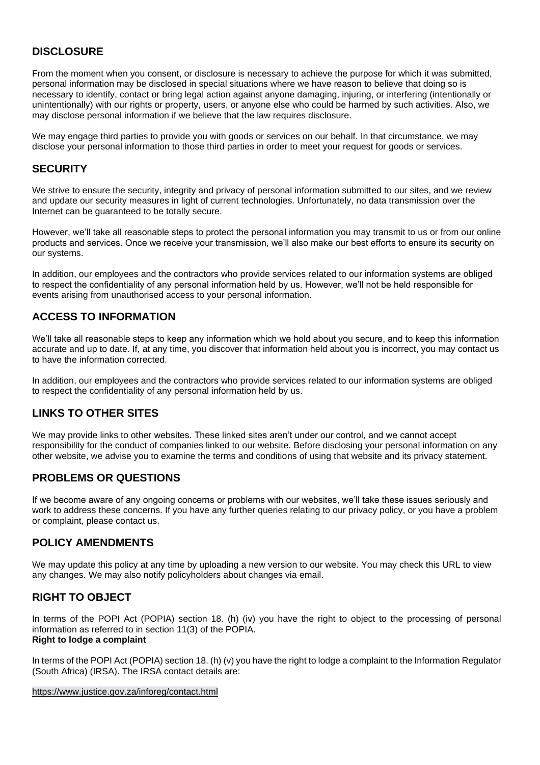## DISCLOSURE

From the moment when you consent, or disclosure is necessary to achieve the purpose for which it was submitted, personal information may be disclosed in special situations where we have reason to believe that doing so is necessary to identify, contact or bring legal action against anyone damaging, injuring, or interfering (intentionally or unintentionally) with our rights or property, users, or anyone else who could be harmed by such activities. Also, we may disclose personal information if we believe that the law requires disclosure.

We may engage third parties to provide you with goods or services on our behalf. In that circumstance, we may disclose your personal information to those third parties in order to meet your request for goods or services.

## SECURITY

We strive to ensure the security, integrity and privacy of personal information submitted to our sites, and we review and update our security measures in light of current technologies. Unfortunately, no data transmission over the Internet can be guaranteed to be totally secure.

However, we'll take all reasonable steps to protect the personal information you may transmit to us or from our online products and services. Once we receive your transmission, we'll also make our best efforts to ensure its security on our systems.

In addition, our employees and the contractors who provide services related to our information systems are obliged to respect the confidentiality of any personal information held by us. However, we'll not be held responsible for events arising from unauthorised access to your personal information.

## ACCESS TO INFORMATION

We'll take all reasonable steps to keep any information which we hold about you secure, and to keep this information accurate and up to date. If, at any time, you discover that information held about you is incorrect, you may contact us to have the information corrected.

In addition, our employees and the contractors who provide services related to our information systems are obliged to respect the confidentiality of any personal information held by us.

## LINKS TO OTHER SITES

We may provide links to other websites. These linked sites aren't under our control, and we cannot accept responsibility for the conduct of companies linked to our website. Before disclosing your personal information on any other website, we advise you to examine the terms and conditions of using that website and its privacy statement.

## PROBLEMS OR QUESTIONS

If we become aware of any ongoing concerns or problems with our websites, we'll take these issues seriously and work to address these concerns. If you have any further queries relating to our privacy policy, or you have a problem or complaint, please contact us.

## POLICY AMENDMENTS

We may update this policy at any time by uploading a new version to our website. You may check this URL to view any changes. We may also notify policyholders about changes via email.

## RIGHT TO OBJECT

In terms of the POPI Act (POPIA) section 18. (h) (iv) you have the right to object to the processing of personal information as referred to in section 11(3) of the POPIA.

**Right to lodge a complaint**

In terms of the POPI Act (POPIA) section 18. (h) (v) you have the right to lodge a complaint to the Information Regulator (South Africa) (IRSA). The IRSA contact details are:

https://www.justice.gov.za/inforeg/contact.html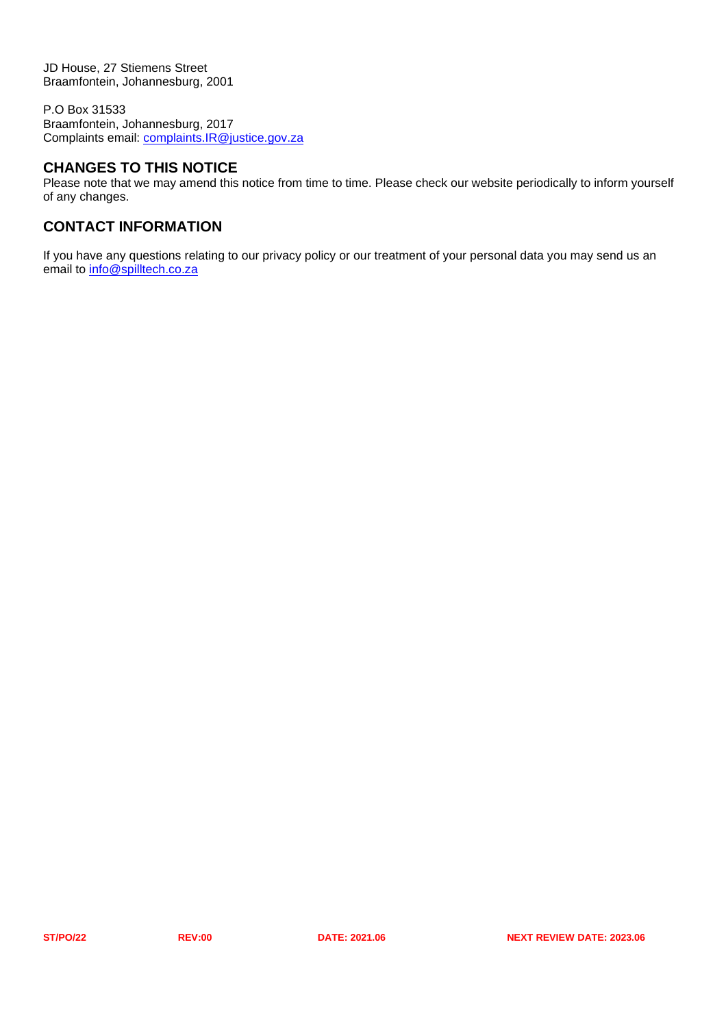JD House, 27 Stiemens Street
Braamfontein, Johannesburg, 2001

P.O Box 31533
Braamfontein, Johannesburg, 2017
Complaints email: complaints.IR@justice.gov.za

## CHANGES TO THIS NOTICE

Please note that we may amend this notice from time to time. Please check our website periodically to inform yourself of any changes.

## CONTACT INFORMATION

If you have any questions relating to our privacy policy or our treatment of your personal data you may send us an email to info@spilltech.co.za